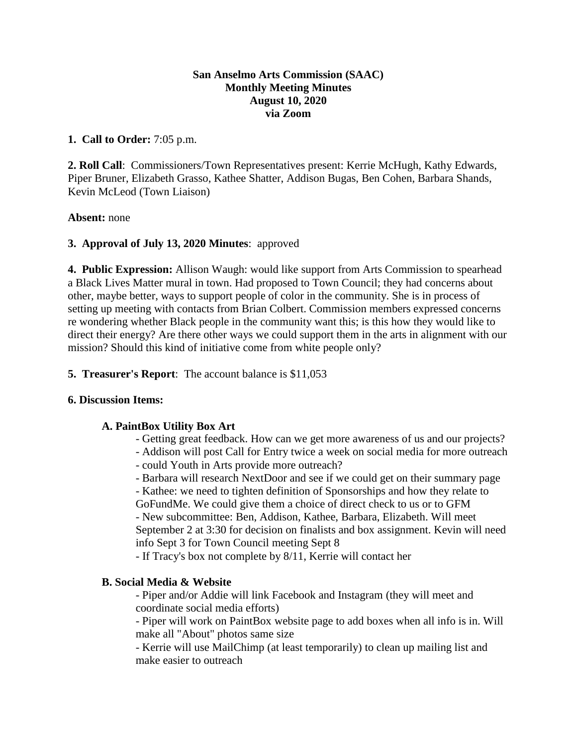**San Anselmo Arts Commission (SAAC)**
**Monthly Meeting Minutes**
**August 10, 2020**
**via Zoom**

**1. Call to Order:** 7:05 p.m.

**2. Roll Call**: Commissioners/Town Representatives present: Kerrie McHugh, Kathy Edwards, Piper Bruner, Elizabeth Grasso, Kathee Shatter, Addison Bugas, Ben Cohen, Barbara Shands, Kevin McLeod (Town Liaison)

**Absent:** none

**3. Approval of July 13, 2020 Minutes**: approved

**4. Public Expression:** Allison Waugh: would like support from Arts Commission to spearhead a Black Lives Matter mural in town. Had proposed to Town Council; they had concerns about other, maybe better, ways to support people of color in the community. She is in process of setting up meeting with contacts from Brian Colbert. Commission members expressed concerns re wondering whether Black people in the community want this; is this how they would like to direct their energy? Are there other ways we could support them in the arts in alignment with our mission? Should this kind of initiative come from white people only?

**5. Treasurer's Report**: The account balance is $11,053

**6. Discussion Items:**

**A. PaintBox Utility Box Art**

- Getting great feedback. How can we get more awareness of us and our projects?
- Addison will post Call for Entry twice a week on social media for more outreach
- could Youth in Arts provide more outreach?
- Barbara will research NextDoor and see if we could get on their summary page
- Kathee: we need to tighten definition of Sponsorships and how they relate to GoFundMe. We could give them a choice of direct check to us or to GFM
- New subcommittee: Ben, Addison, Kathee, Barbara, Elizabeth. Will meet September 2 at 3:30 for decision on finalists and box assignment. Kevin will need info Sept 3 for Town Council meeting Sept 8
- If Tracy's box not complete by 8/11, Kerrie will contact her

**B. Social Media & Website**

- Piper and/or Addie will link Facebook and Instagram (they will meet and coordinate social media efforts)
- Piper will work on PaintBox website page to add boxes when all info is in. Will make all "About" photos same size
- Kerrie will use MailChimp (at least temporarily) to clean up mailing list and make easier to outreach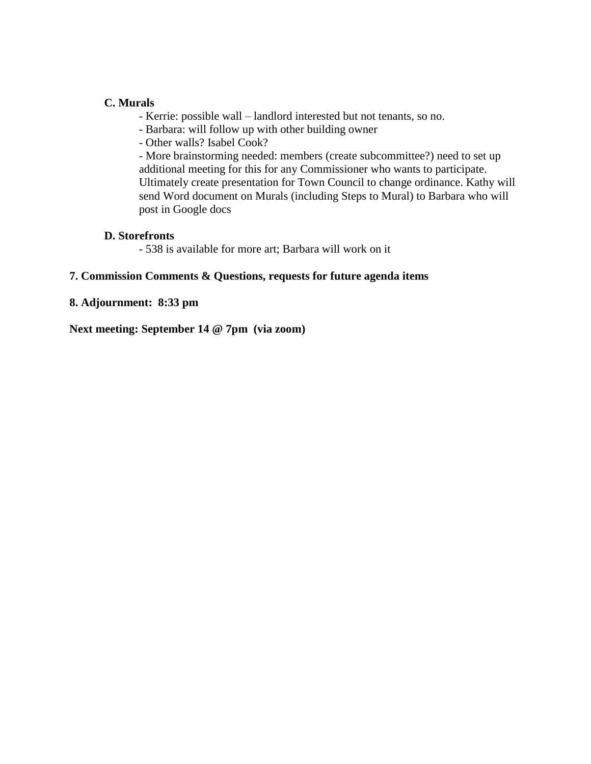**C. Murals**

- Kerrie: possible wall – landlord interested but not tenants, so no.
- Barbara: will follow up with other building owner
- Other walls? Isabel Cook?
- More brainstorming needed: members (create subcommittee?) need to set up additional meeting for this for any Commissioner who wants to participate. Ultimately create presentation for Town Council to change ordinance. Kathy will send Word document on Murals (including Steps to Mural) to Barbara who will post in Google docs

**D. Storefronts**

- 538 is available for more art; Barbara will work on it

**7. Commission Comments & Questions, requests for future agenda items**

**8. Adjournment: 8:33 pm**

**Next meeting: September 14 @ 7pm (via zoom)**